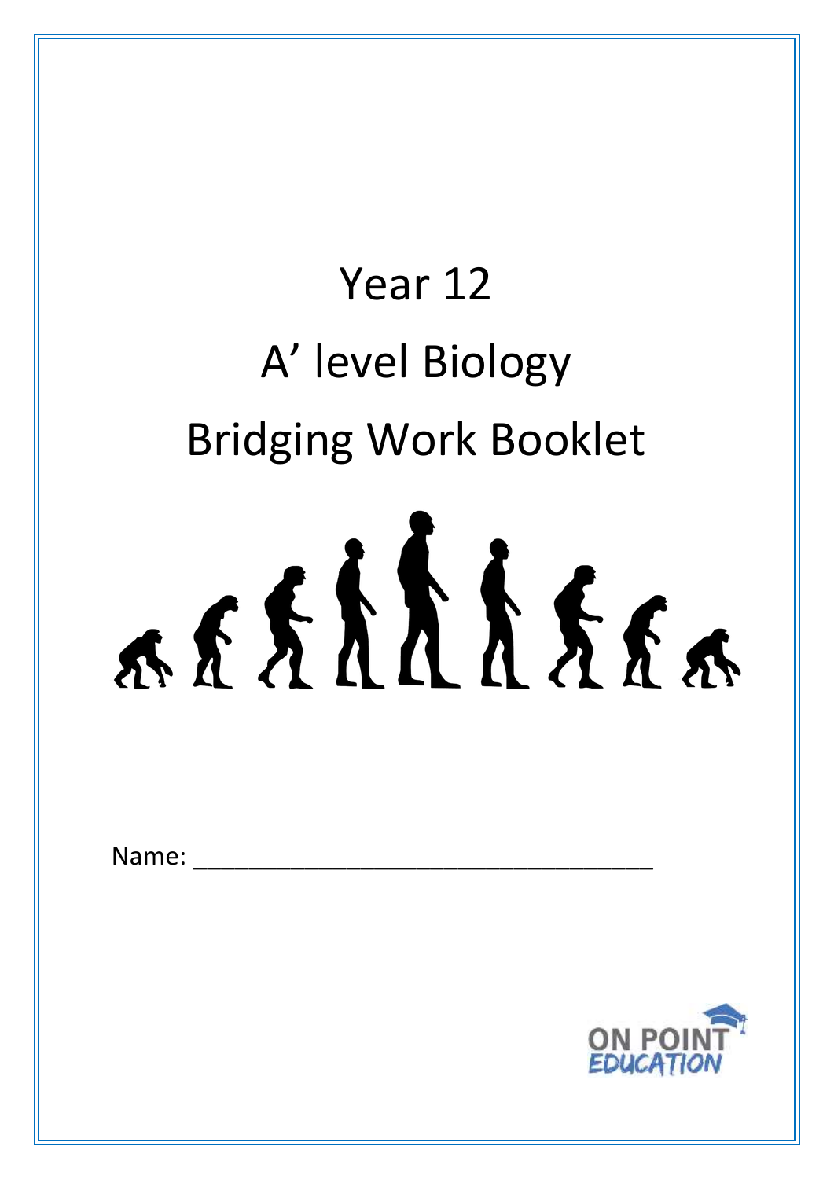# Year 12

# A' level Biology

# Bridging Work Booklet

Name: ___________________________________

ON POINT EDUCATION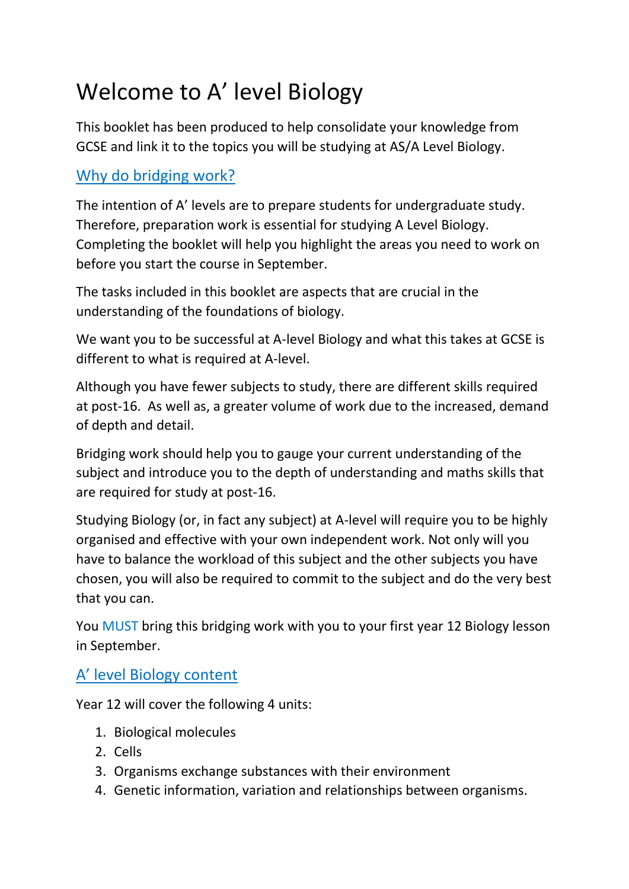# Welcome to A' level Biology

This booklet has been produced to help consolidate your knowledge from GCSE and link it to the topics you will be studying at AS/A Level Biology.

## Why do bridging work?

The intention of A' levels are to prepare students for undergraduate study. Therefore, preparation work is essential for studying A Level Biology. Completing the booklet will help you highlight the areas you need to work on before you start the course in September.

The tasks included in this booklet are aspects that are crucial in the understanding of the foundations of biology.

We want you to be successful at A-level Biology and what this takes at GCSE is different to what is required at A-level.

Although you have fewer subjects to study, there are different skills required at post-16. As well as, a greater volume of work due to the increased, demand of depth and detail.

Bridging work should help you to gauge your current understanding of the subject and introduce you to the depth of understanding and maths skills that are required for study at post-16.

Studying Biology (or, in fact any subject) at A-level will require you to be highly organised and effective with your own independent work. Not only will you have to balance the workload of this subject and the other subjects you have chosen, you will also be required to commit to the subject and do the very best that you can.

You MUST bring this bridging work with you to your first year 12 Biology lesson in September.

## A' level Biology content

Year 12 will cover the following 4 units:

1. Biological molecules
2. Cells
3. Organisms exchange substances with their environment
4. Genetic information, variation and relationships between organisms.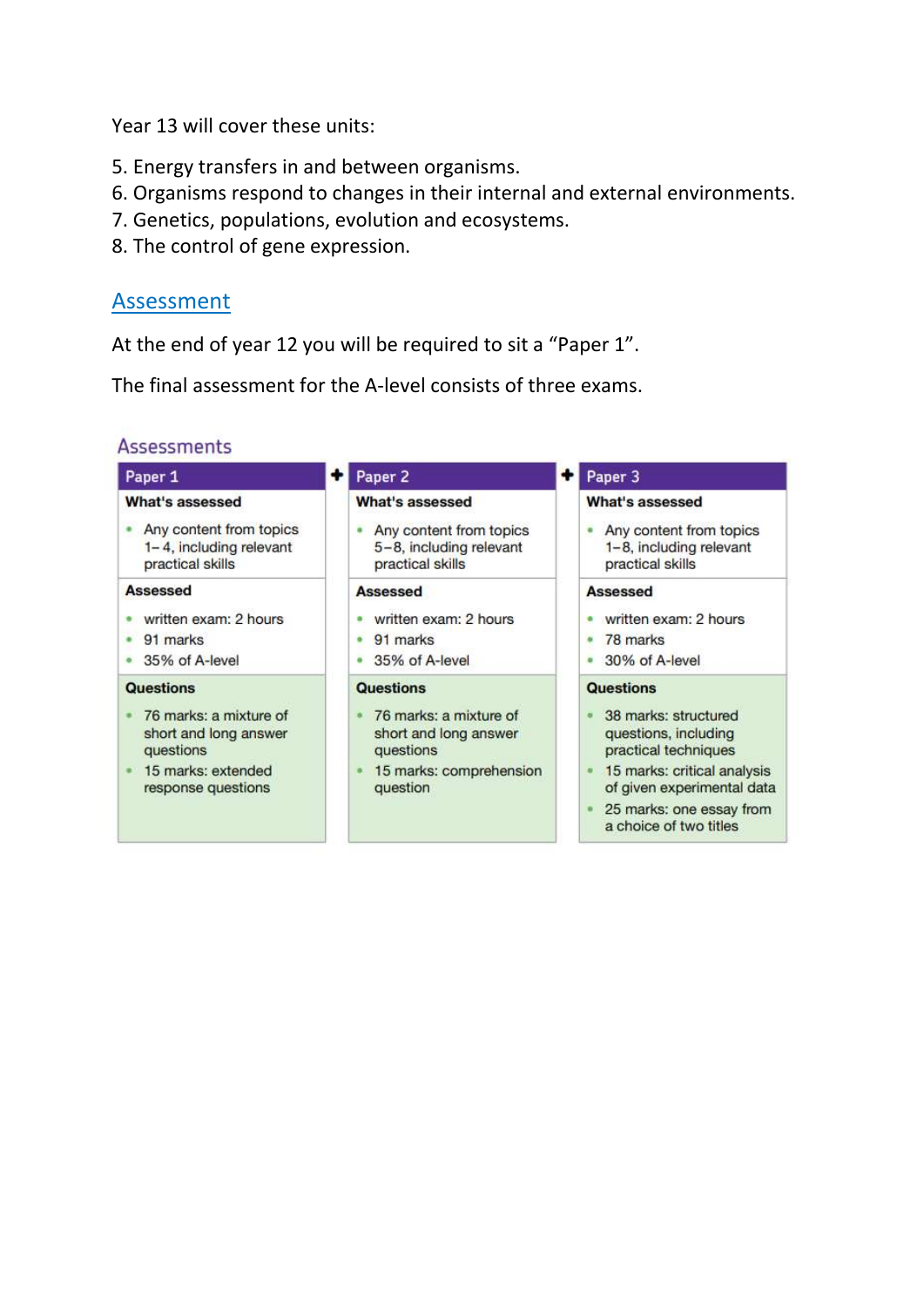Year 13 will cover these units:

5. Energy transfers in and between organisms.
6. Organisms respond to changes in their internal and external environments.
7. Genetics, populations, evolution and ecosystems.
8. The control of gene expression.

## Assessment

At the end of year 12 you will be required to sit a "Paper 1".

The final assessment for the A-level consists of three exams.

### Assessments

| Paper 1 | Paper 2 | Paper 3 |
|---|---|---|
| **What's assessed** | **What's assessed** | **What's assessed** |
| • Any content from topics 1–4, including relevant practical skills | • Any content from topics 5–8, including relevant practical skills | • Any content from topics 1–8, including relevant practical skills |
| **Assessed** | **Assessed** | **Assessed** |
| • written exam: 2 hours<br>• 91 marks<br>• 35% of A-level | • written exam: 2 hours<br>• 91 marks<br>• 35% of A-level | • written exam: 2 hours<br>• 78 marks<br>• 30% of A-level |
| **Questions** | **Questions** | **Questions** |
| • 76 marks: a mixture of short and long answer questions<br>• 15 marks: extended response questions | • 76 marks: a mixture of short and long answer questions<br>• 15 marks: comprehension question | • 38 marks: structured questions, including practical techniques<br>• 15 marks: critical analysis of given experimental data<br>• 25 marks: one essay from a choice of two titles |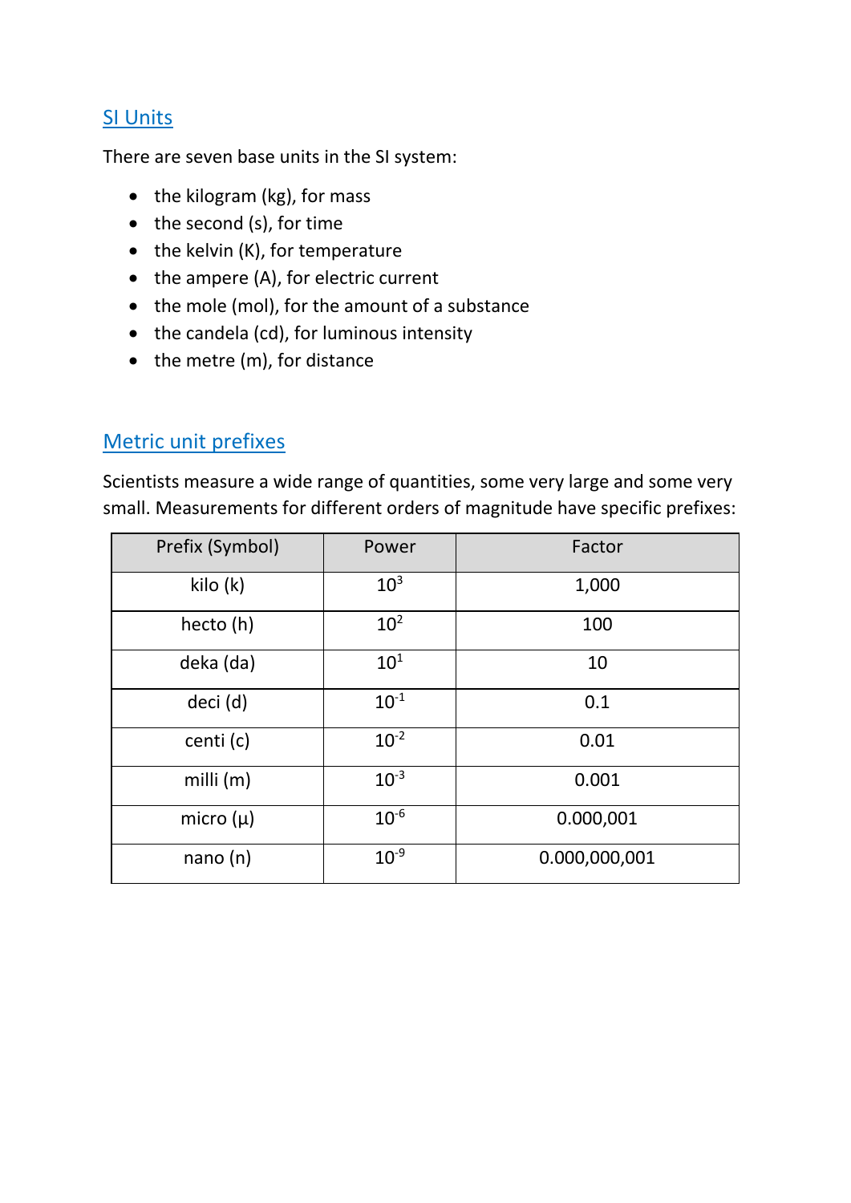## SI Units

There are seven base units in the SI system:

- the kilogram (kg), for mass
- the second (s), for time
- the kelvin (K), for temperature
- the ampere (A), for electric current
- the mole (mol), for the amount of a substance
- the candela (cd), for luminous intensity
- the metre (m), for distance

## Metric unit prefixes

Scientists measure a wide range of quantities, some very large and some very small. Measurements for different orders of magnitude have specific prefixes:

| Prefix (Symbol) | Power | Factor |
| --- | --- | --- |
| kilo (k) | $10^3$ | 1,000 |
| hecto (h) | $10^2$ | 100 |
| deka (da) | $10^1$ | 10 |
| deci (d) | $10^{-1}$ | 0.1 |
| centi (c) | $10^{-2}$ | 0.01 |
| milli (m) | $10^{-3}$ | 0.001 |
| micro (μ) | $10^{-6}$ | 0.000,001 |
| nano (n) | $10^{-9}$ | 0.000,000,001 |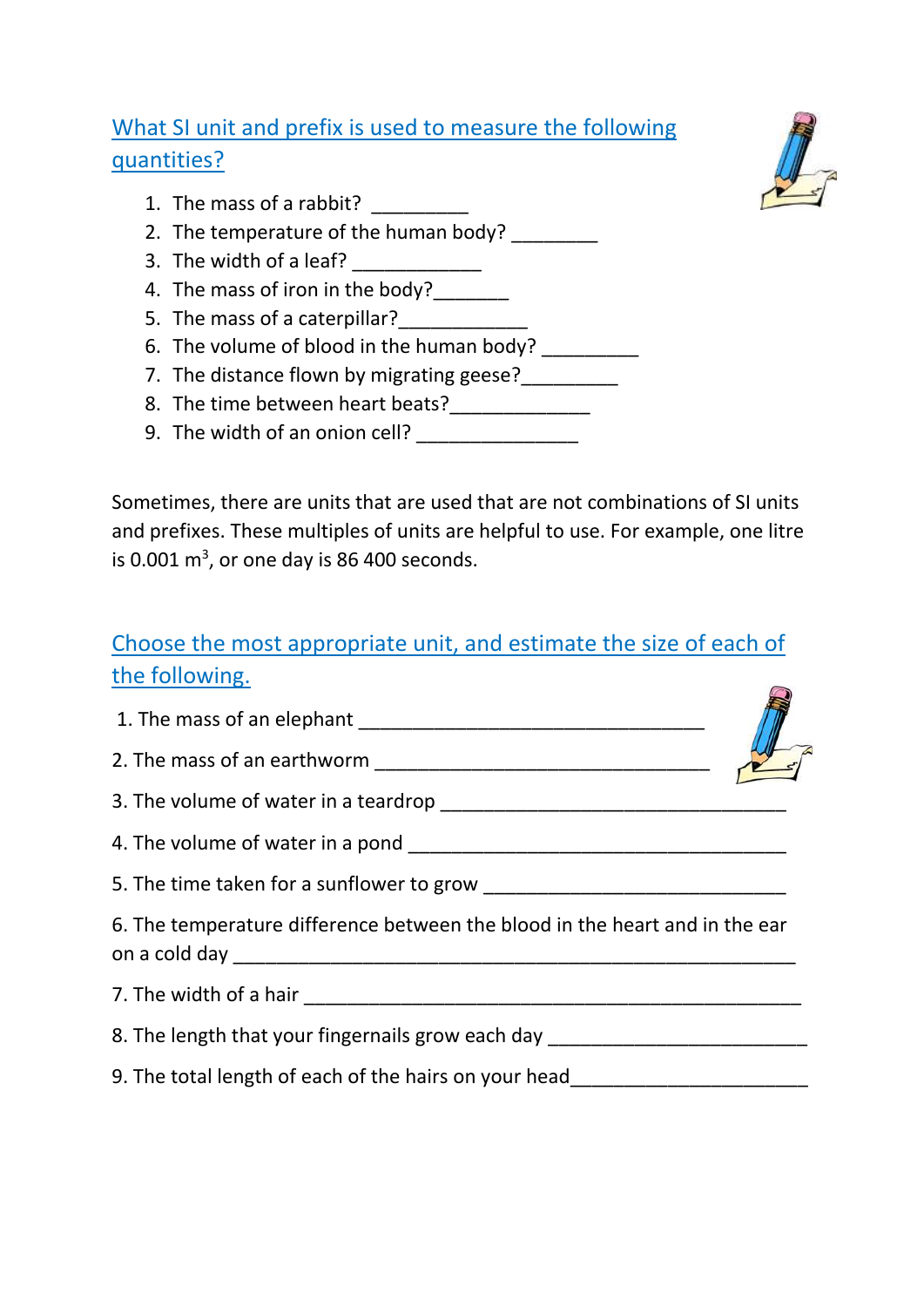## What SI unit and prefix is used to measure the following quantities?

1. The mass of a rabbit? _________
2. The temperature of the human body? ________
3. The width of a leaf? ____________
4. The mass of iron in the body?_______
5. The mass of a caterpillar?____________
6. The volume of blood in the human body? _________
7. The distance flown by migrating geese?_________
8. The time between heart beats?_____________
9. The width of an onion cell? _______________

Sometimes, there are units that are used that are not combinations of SI units and prefixes. These multiples of units are helpful to use. For example, one litre is 0.001 $m^3$, or one day is 86 400 seconds.

## Choose the most appropriate unit, and estimate the size of each of the following.

1. The mass of an elephant ________________________________
2. The mass of an earthworm _______________________________
3. The volume of water in a teardrop ________________________________
4. The volume of water in a pond ___________________________________
5. The time taken for a sunflower to grow ____________________________
6. The temperature difference between the blood in the heart and in the ear on a cold day ______________________________________________________
7. The width of a hair _______________________________________________
8. The length that your fingernails grow each day ________________________
9. The total length of each of the hairs on your head______________________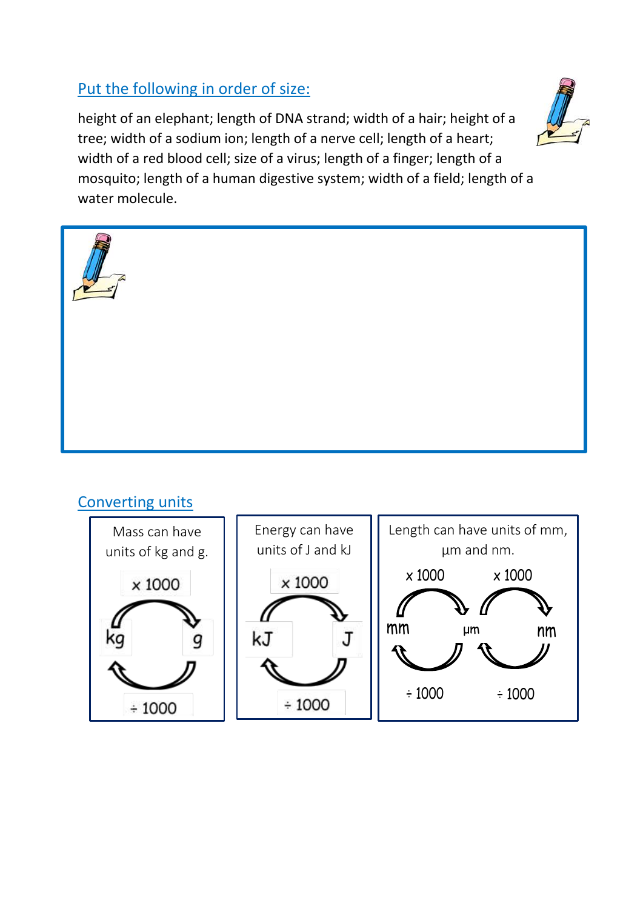## Put the following in order of size:

height of an elephant; length of DNA strand; width of a hair; height of a tree; width of a sodium ion; length of a nerve cell; length of a heart; width of a red blood cell; size of a virus; length of a finger; length of a mosquito; length of a human digestive system; width of a field; length of a water molecule.

## Converting units

Mass can have units of kg and g.

× 1000

kg

g

÷ 1000

Energy can have units of J and kJ

× 1000

kJ

J

÷ 1000

Length can have units of mm, µm and nm.

× 1000

× 1000

mm

µm

nm

÷ 1000

÷ 1000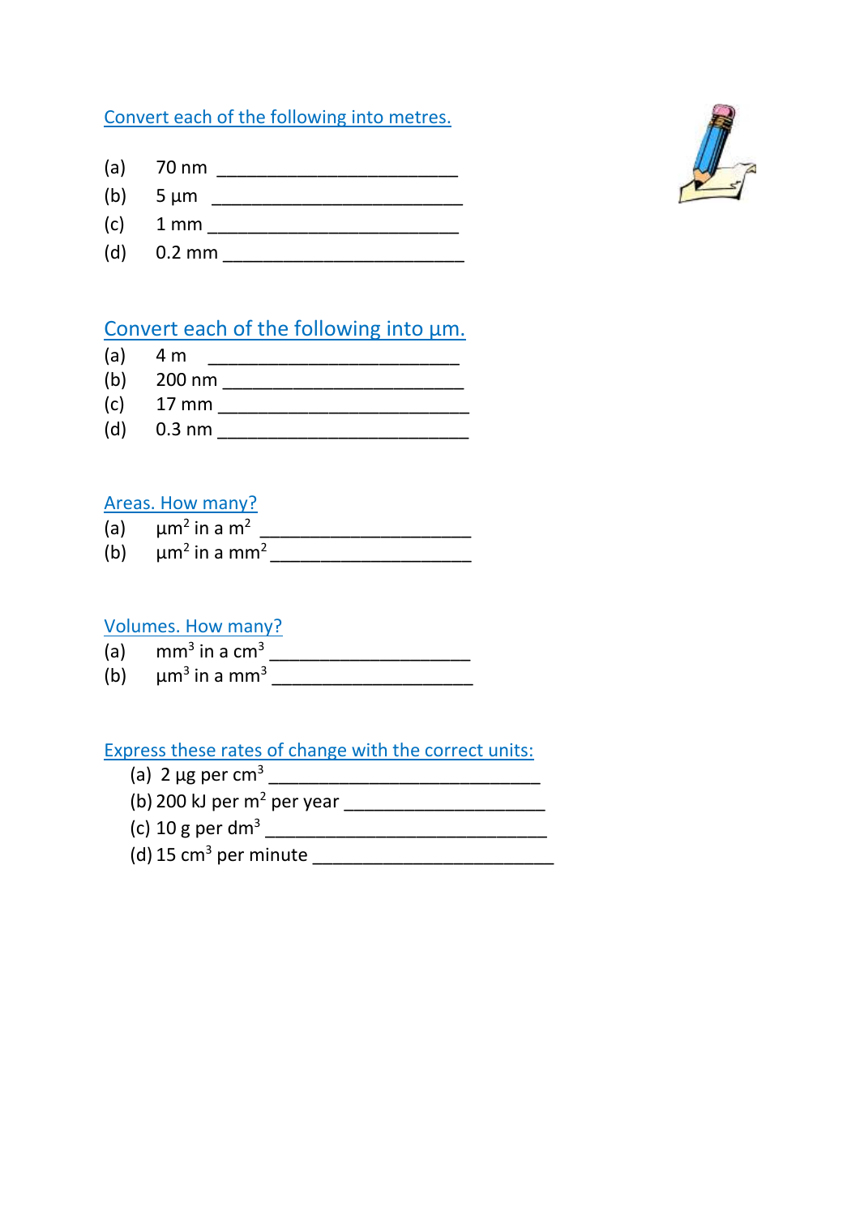Convert each of the following into metres.

(a) 70 nm ________________________

(b) 5 µm ________________________

(c) 1 mm ________________________

(d) 0.2 mm ________________________

Convert each of the following into µm.

(a) 4 m ________________________

(b) 200 nm ________________________

(c) 17 mm ________________________

(d) 0.3 nm ________________________

Areas. How many?

(a) $\mu m^2$ in a $m^2$ ____________________

(b) $\mu m^2$ in a $mm^2$ ____________________

Volumes. How many?

(a) $mm^3$ in a $cm^3$ ____________________

(b) $\mu m^3$ in a $mm^3$ ____________________

Express these rates of change with the correct units:

(a) 2 µg per $cm^3$ ____________________________

(b) 200 kJ per $m^2$ per year ____________________

(c) 10 g per $dm^3$ ____________________________

(d) 15 $cm^3$ per minute ________________________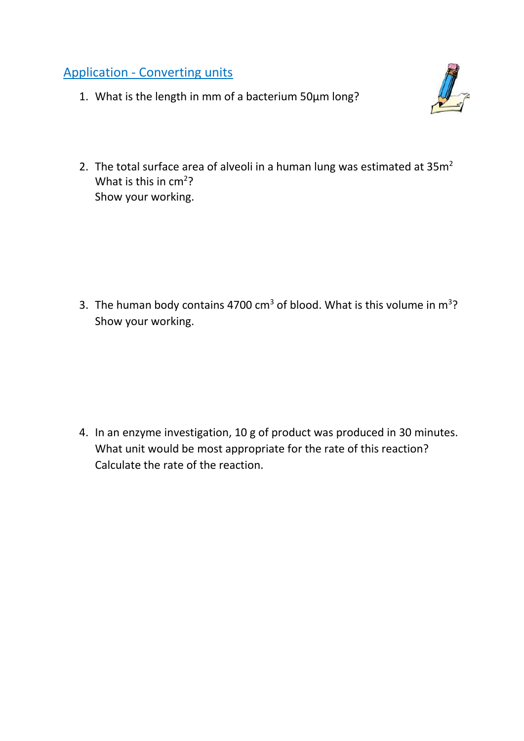## Application - Converting units

1. What is the length in mm of a bacterium 50µm long?

2. The total surface area of alveoli in a human lung was estimated at 35$m^2$
   What is this in $cm^2$?
   Show your working.

3. The human body contains 4700 $cm^3$ of blood. What is this volume in $m^3$?
   Show your working.

4. In an enzyme investigation, 10 g of product was produced in 30 minutes.
   What unit would be most appropriate for the rate of this reaction?
   Calculate the rate of the reaction.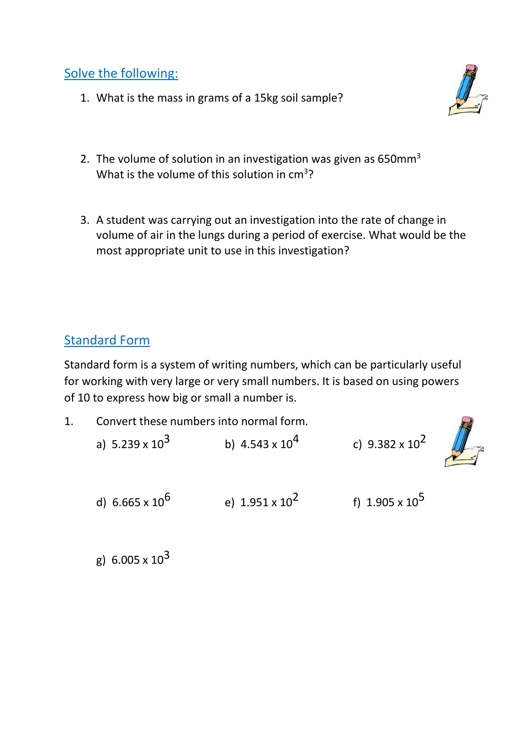## Solve the following:

1. What is the mass in grams of a 15kg soil sample?

2. The volume of solution in an investigation was given as $650mm^3$
   What is the volume of this solution in $cm^3$?

3. A student was carrying out an investigation into the rate of change in volume of air in the lungs during a period of exercise. What would be the most appropriate unit to use in this investigation?

## Standard Form

Standard form is a system of writing numbers, which can be particularly useful for working with very large or very small numbers. It is based on using powers of 10 to express how big or small a number is.

1. Convert these numbers into normal form.

   a) $5.239 \times 10^3$

   b) $4.543 \times 10^4$

   c) $9.382 \times 10^2$

   d) $6.665 \times 10^6$

   e) $1.951 \times 10^2$

   f) $1.905 \times 10^5$

   g) $6.005 \times 10^3$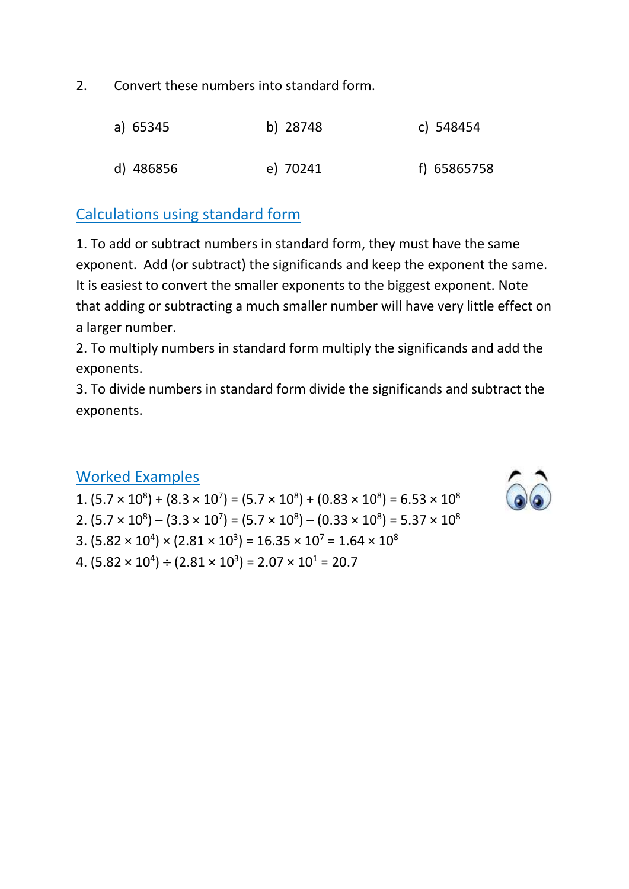2. Convert these numbers into standard form.

a) 65345 b) 28748 c) 548454

d) 486856 e) 70241 f) 65865758

## Calculations using standard form

1. To add or subtract numbers in standard form, they must have the same exponent. Add (or subtract) the significands and keep the exponent the same. It is easiest to convert the smaller exponents to the biggest exponent. Note that adding or subtracting a much smaller number will have very little effect on a larger number.
2. To multiply numbers in standard form multiply the significands and add the exponents.
3. To divide numbers in standard form divide the significands and subtract the exponents.

## Worked Examples

1. $(5.7 \times 10^8) + (8.3 \times 10^7) = (5.7 \times 10^8) + (0.83 \times 10^8) = 6.53 \times 10^8$
2. $(5.7 \times 10^8) - (3.3 \times 10^7) = (5.7 \times 10^8) - (0.33 \times 10^8) = 5.37 \times 10^8$
3. $(5.82 \times 10^4) \times (2.81 \times 10^3) = 16.35 \times 10^7 = 1.64 \times 10^8$
4. $(5.82 \times 10^4) \div (2.81 \times 10^3) = 2.07 \times 10^1 = 20.7$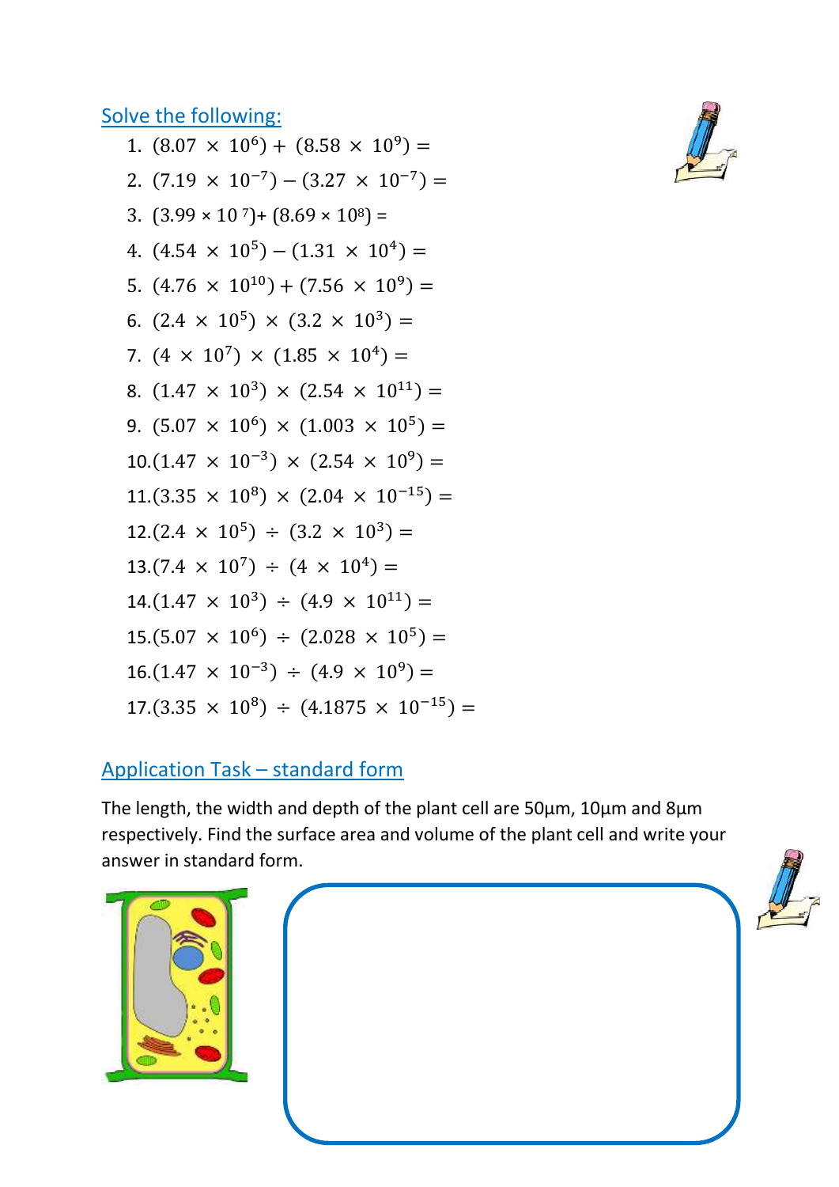## Solve the following:

1. $(8.07 \times 10^{6}) + (8.58 \times 10^{9}) =$
2. $(7.19 \times 10^{-7}) - (3.27 \times 10^{-7}) =$
3. $(3.99 \times 10^{7}) + (8.69 \times 10^{8}) =$
4. $(4.54 \times 10^{5}) - (1.31 \times 10^{4}) =$
5. $(4.76 \times 10^{10}) + (7.56 \times 10^{9}) =$
6. $(2.4 \times 10^{5}) \times (3.2 \times 10^{3}) =$
7. $(4 \times 10^{7}) \times (1.85 \times 10^{4}) =$
8. $(1.47 \times 10^{3}) \times (2.54 \times 10^{11}) =$
9. $(5.07 \times 10^{6}) \times (1.003 \times 10^{5}) =$
10. $(1.47 \times 10^{-3}) \times (2.54 \times 10^{9}) =$
11. $(3.35 \times 10^{8}) \times (2.04 \times 10^{-15}) =$
12. $(2.4 \times 10^{5}) \div (3.2 \times 10^{3}) =$
13. $(7.4 \times 10^{7}) \div (4 \times 10^{4}) =$
14. $(1.47 \times 10^{3}) \div (4.9 \times 10^{11}) =$
15. $(5.07 \times 10^{6}) \div (2.028 \times 10^{5}) =$
16. $(1.47 \times 10^{-3}) \div (4.9 \times 10^{9}) =$
17. $(3.35 \times 10^{8}) \div (4.1875 \times 10^{-15}) =$

## Application Task – standard form

The length, the width and depth of the plant cell are 50µm, 10µm and 8µm respectively. Find the surface area and volume of the plant cell and write your answer in standard form.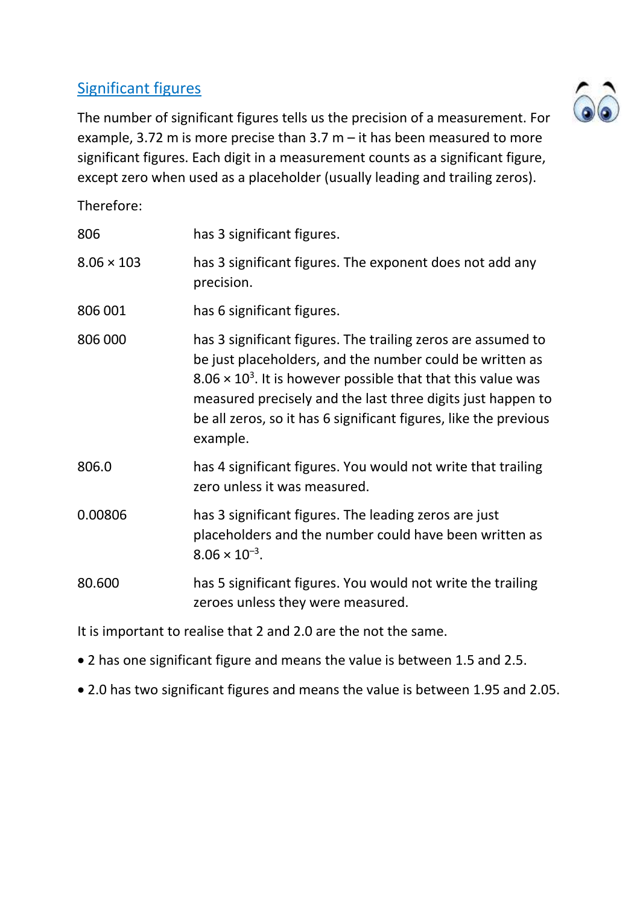## Significant figures

The number of significant figures tells us the precision of a measurement. For example, 3.72 m is more precise than 3.7 m – it has been measured to more significant figures. Each digit in a measurement counts as a significant figure, except zero when used as a placeholder (usually leading and trailing zeros).

Therefore:

| | |
|---|---|
| 806 | has 3 significant figures. |
| 8.06 × 103 | has 3 significant figures. The exponent does not add any precision. |
| 806 001 | has 6 significant figures. |
| 806 000 | has 3 significant figures. The trailing zeros are assumed to be just placeholders, and the number could be written as $8.06 \times 10^{3}$. It is however possible that this value was measured precisely and the last three digits just happen to be all zeros, so it has 6 significant figures, like the previous example. |
| 806.0 | has 4 significant figures. You would not write that trailing zero unless it was measured. |
| 0.00806 | has 3 significant figures. The leading zeros are just placeholders and the number could have been written as $8.06 \times 10^{-3}$. |
| 80.600 | has 5 significant figures. You would not write the trailing zeroes unless they were measured. |

It is important to realise that 2 and 2.0 are the not the same.

- 2 has one significant figure and means the value is between 1.5 and 2.5.
- 2.0 has two significant figures and means the value is between 1.95 and 2.05.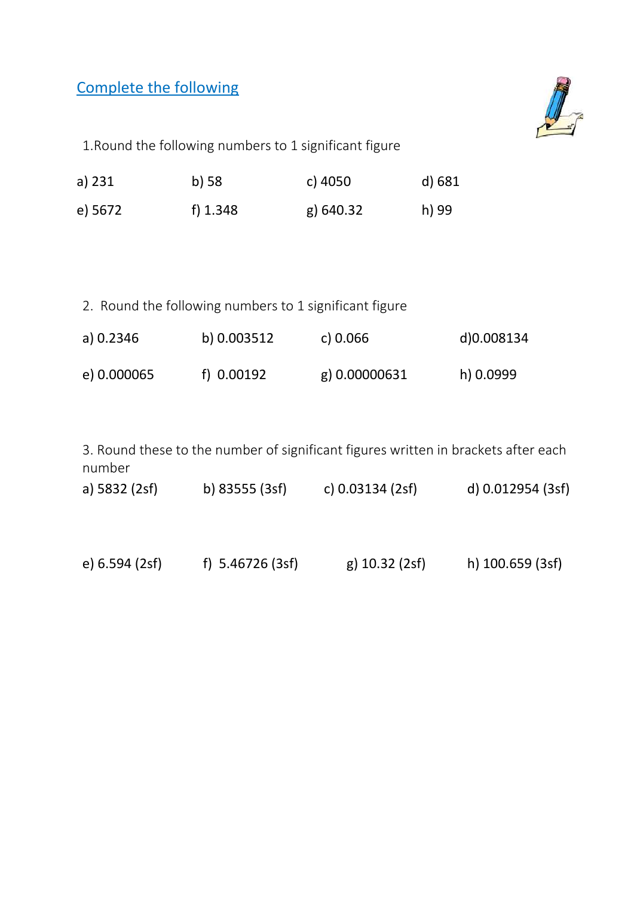## Complete the following

1.Round the following numbers to 1 significant figure

| | | | |
|---|---|---|---|
| a) 231 | b) 58 | c) 4050 | d) 681 |
| e) 5672 | f) 1.348 | g) 640.32 | h) 99 |

2. Round the following numbers to 1 significant figure

| | | | |
|---|---|---|---|
| a) 0.2346 | b) 0.003512 | c) 0.066 | d)0.008134 |
| e) 0.000065 | f) 0.00192 | g) 0.00000631 | h) 0.0999 |

3. Round these to the number of significant figures written in brackets after each number

| | | | |
|---|---|---|---|
| a) 5832 (2sf) | b) 83555 (3sf) | c) 0.03134 (2sf) | d) 0.012954 (3sf) |
| e) 6.594 (2sf) | f) 5.46726 (3sf) | g) 10.32 (2sf) | h) 100.659 (3sf) |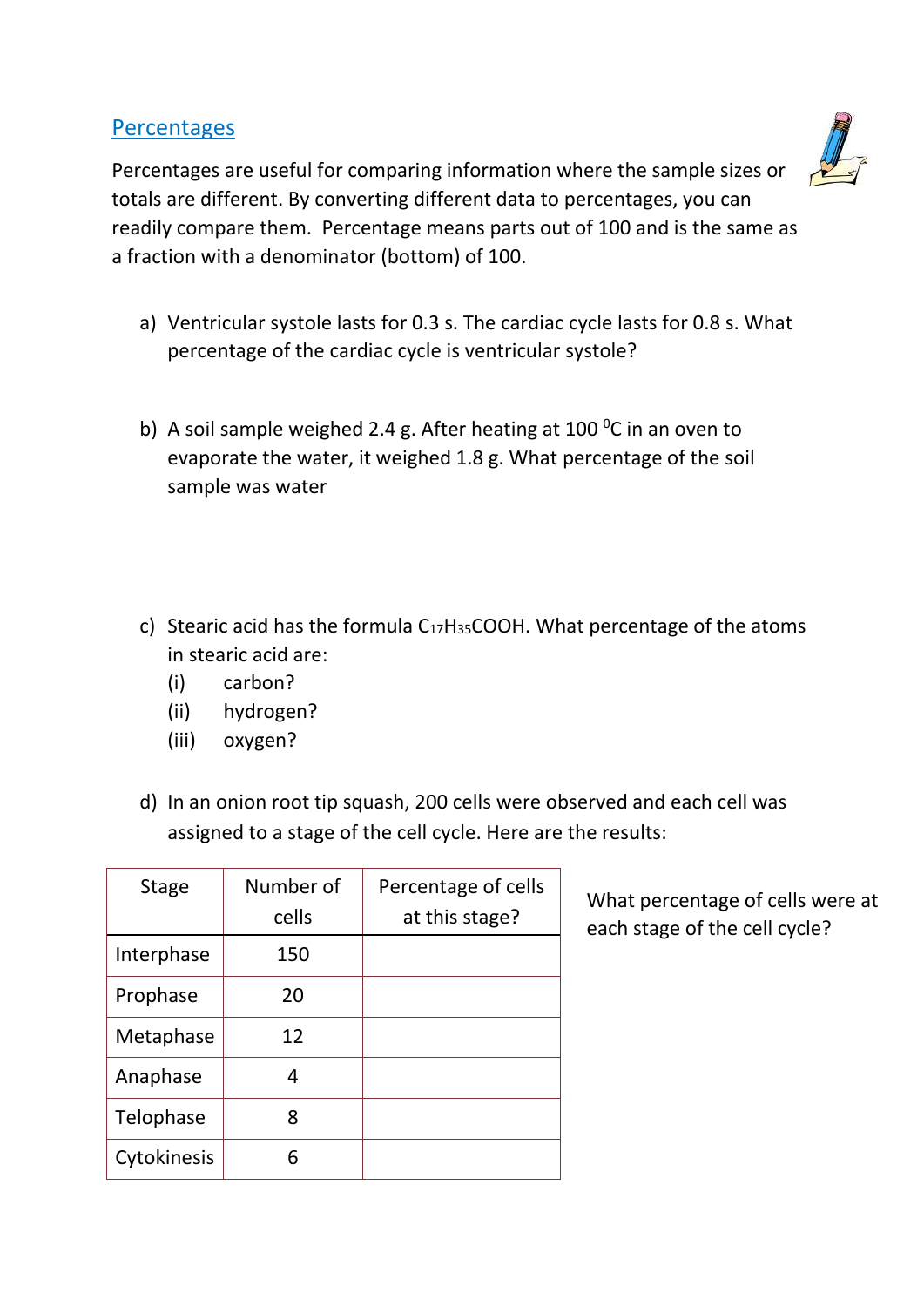## Percentages

Percentages are useful for comparing information where the sample sizes or totals are different. By converting different data to percentages, you can readily compare them. Percentage means parts out of 100 and is the same as a fraction with a denominator (bottom) of 100.

a) Ventricular systole lasts for 0.3 s. The cardiac cycle lasts for 0.8 s. What percentage of the cardiac cycle is ventricular systole?

b) A soil sample weighed 2.4 g. After heating at 100 $^0$C in an oven to evaporate the water, it weighed 1.8 g. What percentage of the soil sample was water

c) Stearic acid has the formula $C_{17}H_{35}COOH$. What percentage of the atoms in stearic acid are:

   (i) carbon?

   (ii) hydrogen?

   (iii) oxygen?

d) In an onion root tip squash, 200 cells were observed and each cell was assigned to a stage of the cell cycle. Here are the results:

| Stage | Number of cells | Percentage of cells at this stage? |
|---|---|---|
| Interphase | 150 | |
| Prophase | 20 | |
| Metaphase | 12 | |
| Anaphase | 4 | |
| Telophase | 8 | |
| Cytokinesis | 6 | |

What percentage of cells were at each stage of the cell cycle?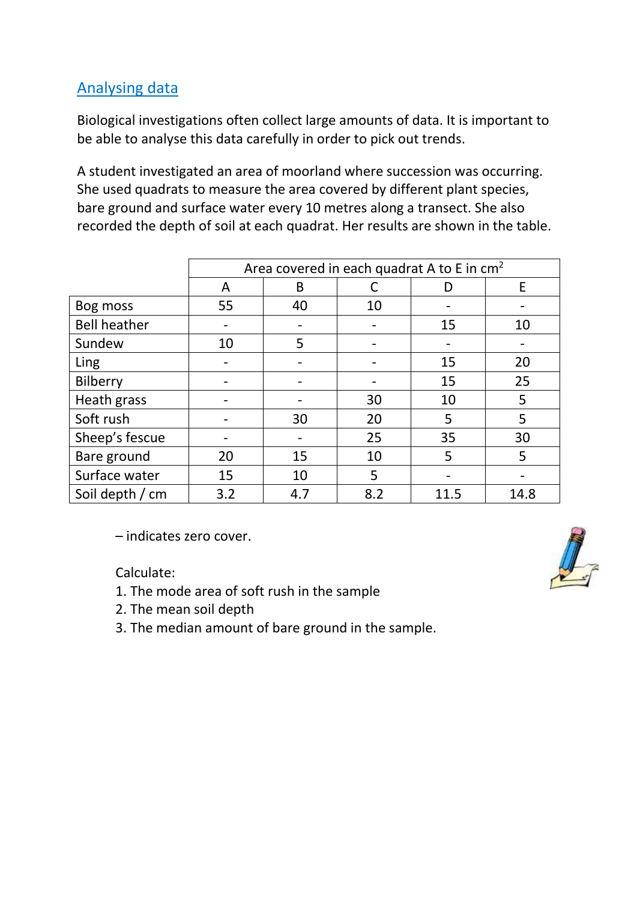## Analysing data

Biological investigations often collect large amounts of data. It is important to be able to analyse this data carefully in order to pick out trends.

A student investigated an area of moorland where succession was occurring. She used quadrats to measure the area covered by different plant species, bare ground and surface water every 10 metres along a transect. She also recorded the depth of soil at each quadrat. Her results are shown in the table.

| | Area covered in each quadrat A to E in $cm^2$ | | | | |
|---|---|---|---|---|---|
| | A | B | C | D | E |
| Bog moss | 55 | 40 | 10 | - | - |
| Bell heather | - | - | - | 15 | 10 |
| Sundew | 10 | 5 | - | - | - |
| Ling | - | - | - | 15 | 20 |
| Bilberry | - | - | - | 15 | 25 |
| Heath grass | - | - | 30 | 10 | 5 |
| Soft rush | - | 30 | 20 | 5 | 5 |
| Sheep's fescue | - | - | 25 | 35 | 30 |
| Bare ground | 20 | 15 | 10 | 5 | 5 |
| Surface water | 15 | 10 | 5 | - | - |
| Soil depth / cm | 3.2 | 4.7 | 8.2 | 11.5 | 14.8 |

– indicates zero cover.

Calculate:

1. The mode area of soft rush in the sample
2. The mean soil depth
3. The median amount of bare ground in the sample.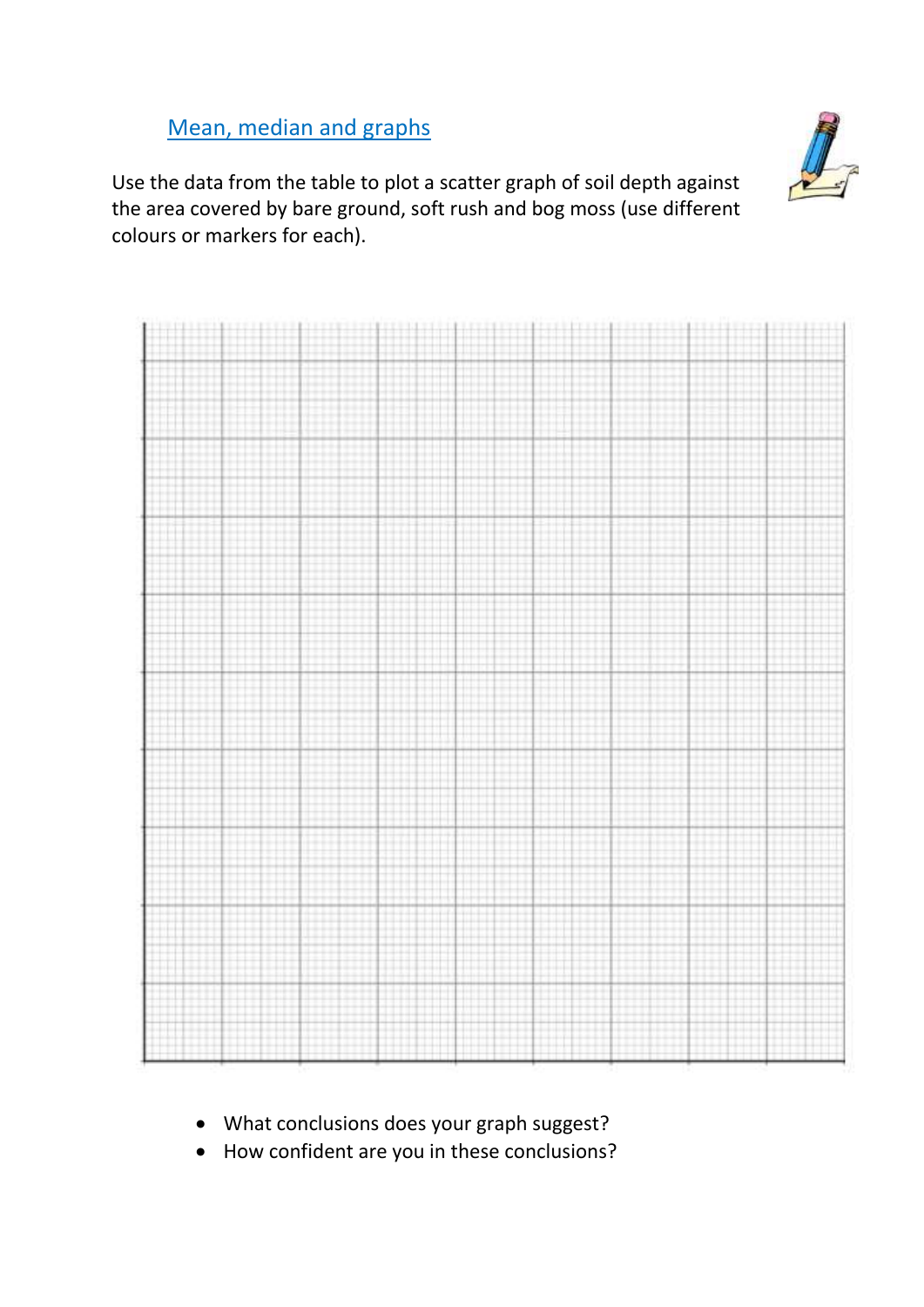## Mean, median and graphs

Use the data from the table to plot a scatter graph of soil depth against the area covered by bare ground, soft rush and bog moss (use different colours or markers for each).

- What conclusions does your graph suggest?
- How confident are you in these conclusions?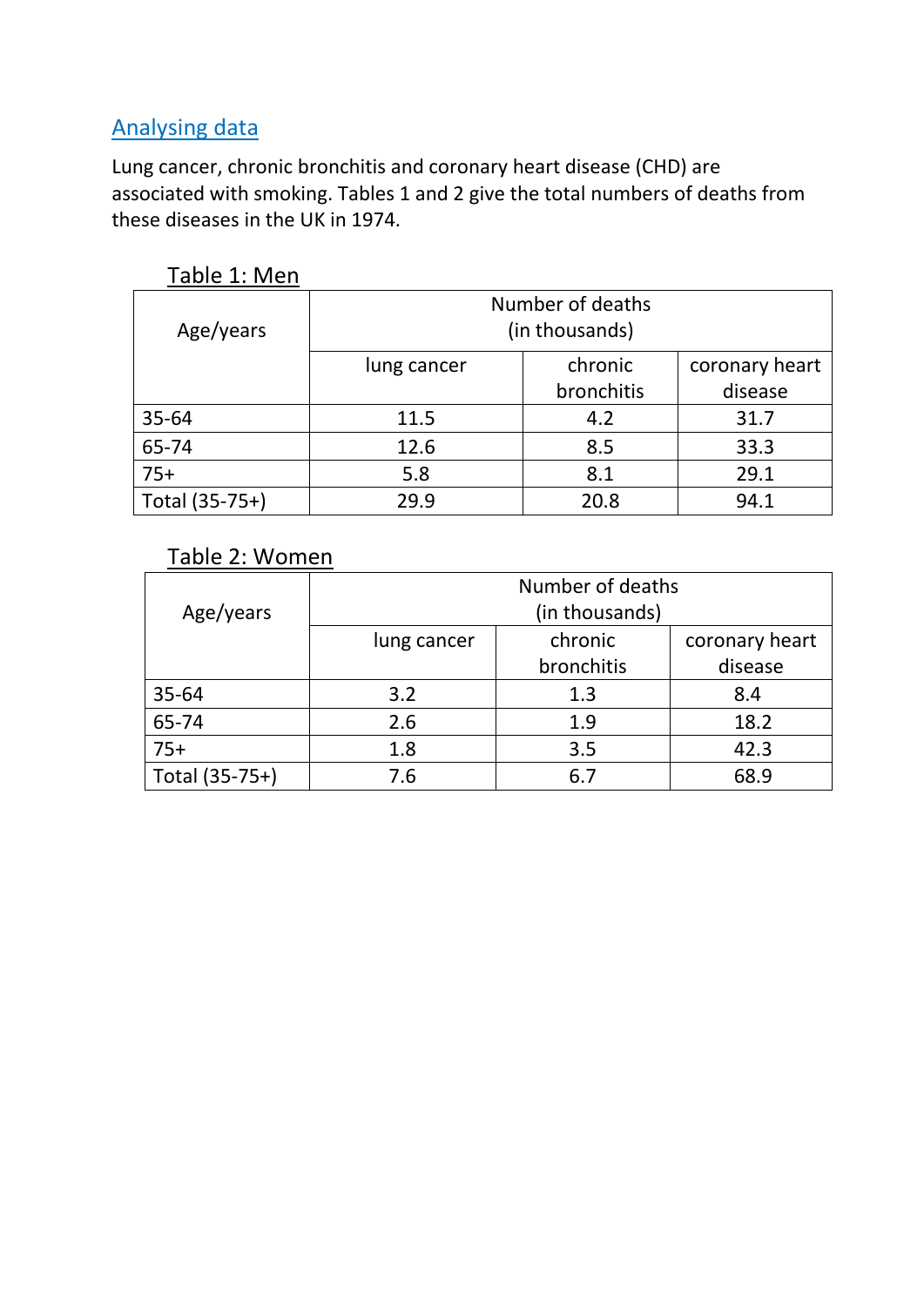## Analysing data

Lung cancer, chronic bronchitis and coronary heart disease (CHD) are associated with smoking. Tables 1 and 2 give the total numbers of deaths from these diseases in the UK in 1974.

Table 1: Men

| Age/years | Number of deaths (in thousands) | | |
|---|---|---|---|
| | lung cancer | chronic bronchitis | coronary heart disease |
| 35-64 | 11.5 | 4.2 | 31.7 |
| 65-74 | 12.6 | 8.5 | 33.3 |
| 75+ | 5.8 | 8.1 | 29.1 |
| Total (35-75+) | 29.9 | 20.8 | 94.1 |

Table 2: Women

| Age/years | Number of deaths (in thousands) | | |
|---|---|---|---|
| | lung cancer | chronic bronchitis | coronary heart disease |
| 35-64 | 3.2 | 1.3 | 8.4 |
| 65-74 | 2.6 | 1.9 | 18.2 |
| 75+ | 1.8 | 3.5 | 42.3 |
| Total (35-75+) | 7.6 | 6.7 | 68.9 |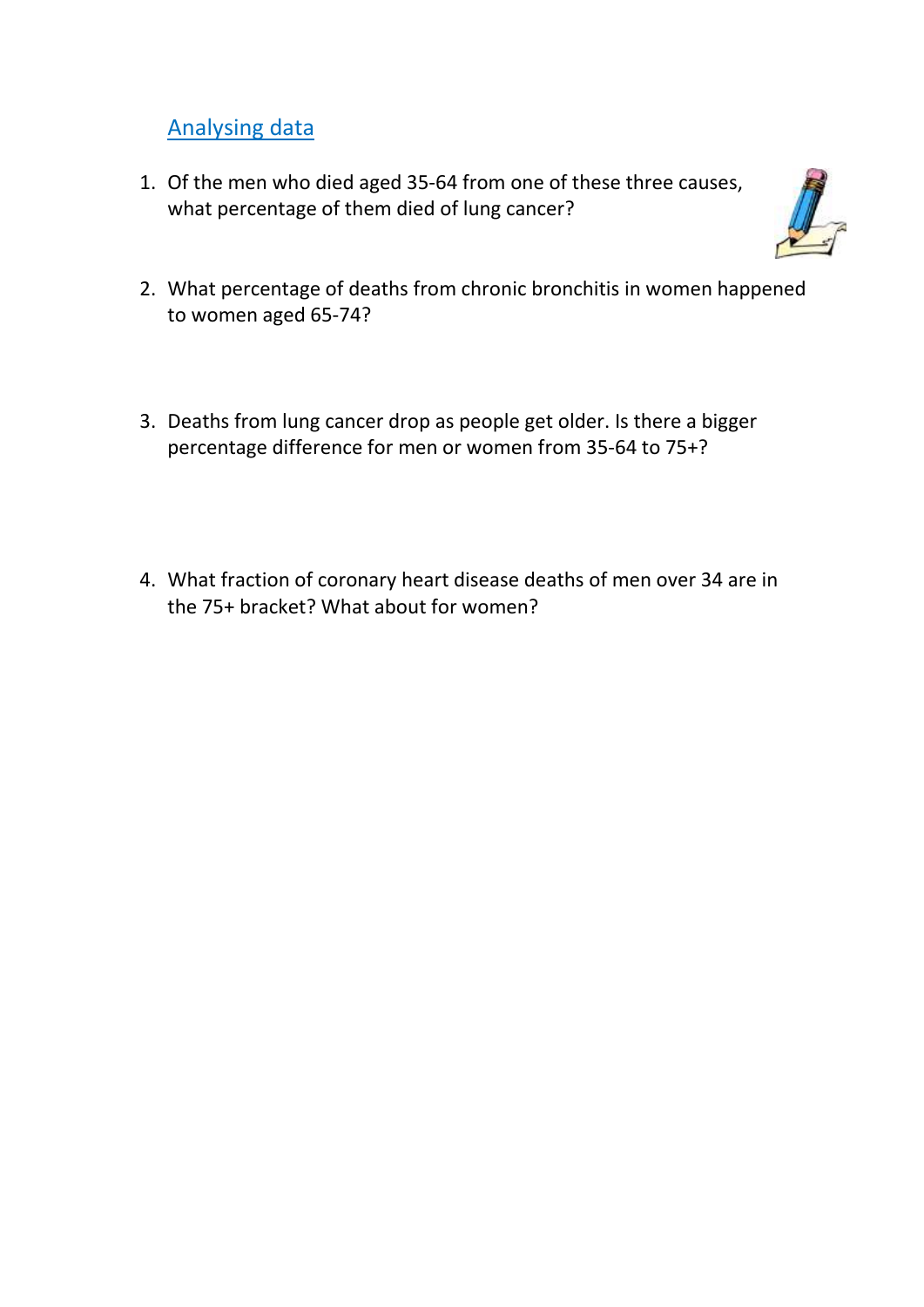## Analysing data

1. Of the men who died aged 35-64 from one of these three causes, what percentage of them died of lung cancer?

2. What percentage of deaths from chronic bronchitis in women happened to women aged 65-74?

3. Deaths from lung cancer drop as people get older. Is there a bigger percentage difference for men or women from 35-64 to 75+?

4. What fraction of coronary heart disease deaths of men over 34 are in the 75+ bracket? What about for women?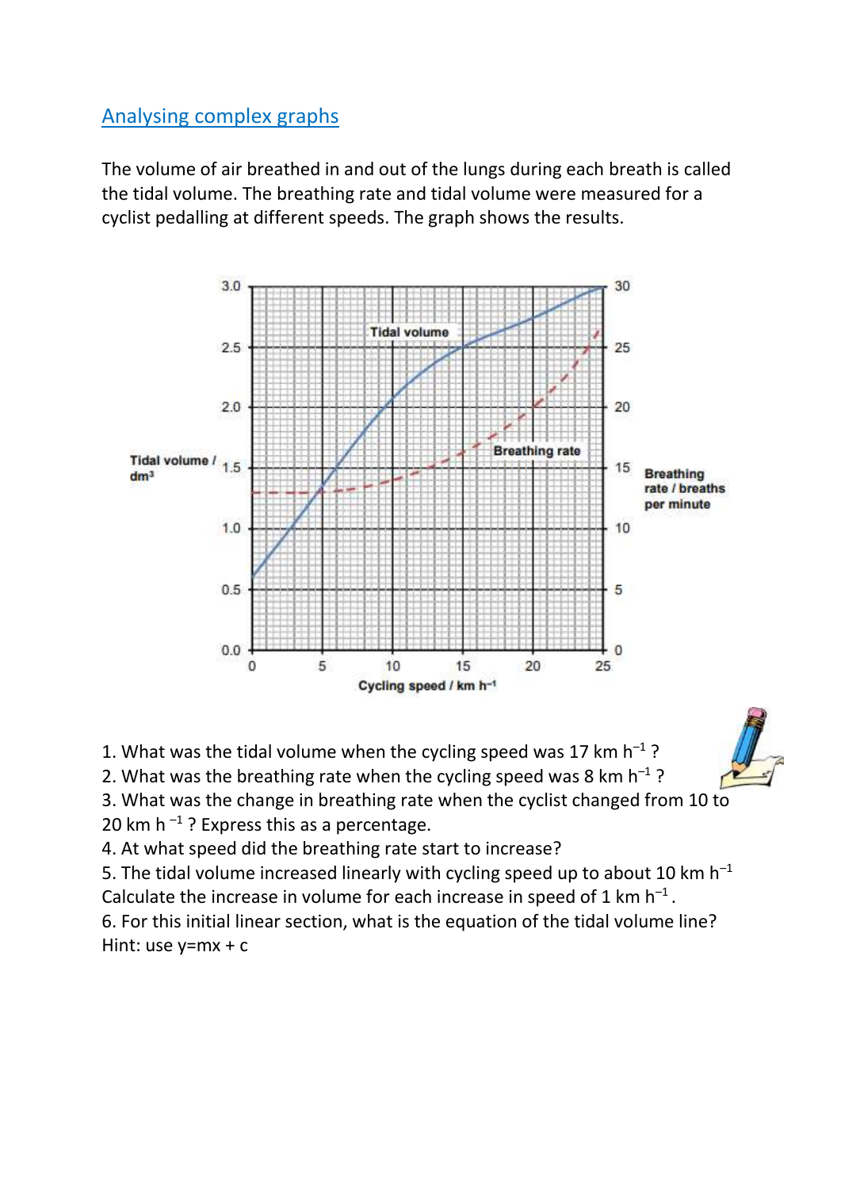## Analysing complex graphs

The volume of air breathed in and out of the lungs during each breath is called the tidal volume. The breathing rate and tidal volume were measured for a cyclist pedalling at different speeds. The graph shows the results.

Tidal volume / $dm^3$

3.0
2.5
2.0
1.5
1.0
0.5
0.0

Tidal volume

Breathing rate

Breathing rate / breaths per minute

30
25
20
15
10
5
0

0 5 10 15 20 25

Cycling speed / km $h^{-1}$

1. What was the tidal volume when the cycling speed was 17 km $h^{-1}$ ?
2. What was the breathing rate when the cycling speed was 8 km $h^{-1}$ ?
3. What was the change in breathing rate when the cyclist changed from 10 to 20 km $h^{-1}$ ? Express this as a percentage.
4. At what speed did the breathing rate start to increase?
5. The tidal volume increased linearly with cycling speed up to about 10 km $h^{-1}$ Calculate the increase in volume for each increase in speed of 1 km $h^{-1}$.
6. For this initial linear section, what is the equation of the tidal volume line? Hint: use $y=mx + c$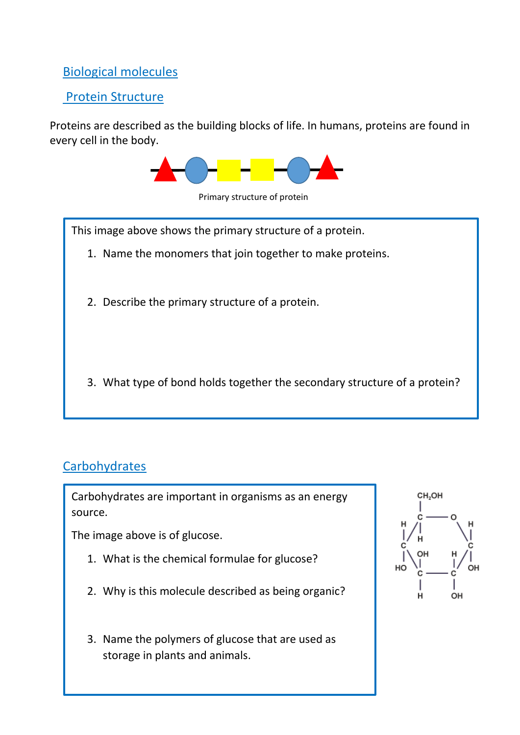## Biological molecules

### Protein Structure

Proteins are described as the building blocks of life. In humans, proteins are found in every cell in the body.

Primary structure of protein

This image above shows the primary structure of a protein.

1. Name the monomers that join together to make proteins.

2. Describe the primary structure of a protein.

3. What type of bond holds together the secondary structure of a protein?

### Carbohydrates

Carbohydrates are important in organisms as an energy source.

The image above is of glucose.

1. What is the chemical formulae for glucose?

2. Why is this molecule described as being organic?

3. Name the polymers of glucose that are used as storage in plants and animals.

$CH_2OH$

C O

H H

C H C

OH H

HO C C OH

H OH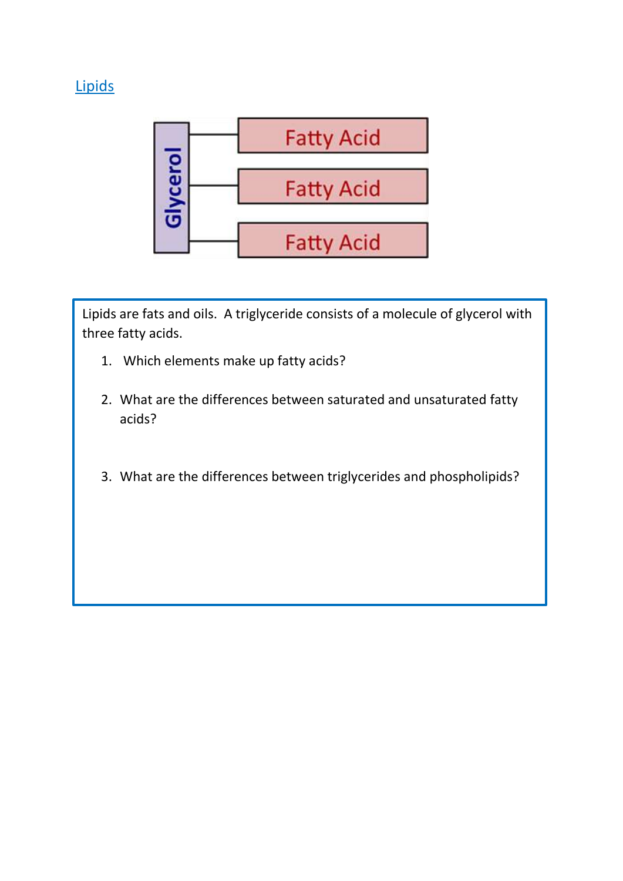# Lipids

Glycerol

Fatty Acid

Fatty Acid

Fatty Acid

Lipids are fats and oils. A triglyceride consists of a molecule of glycerol with three fatty acids.

1. Which elements make up fatty acids?

2. What are the differences between saturated and unsaturated fatty acids?

3. What are the differences between triglycerides and phospholipids?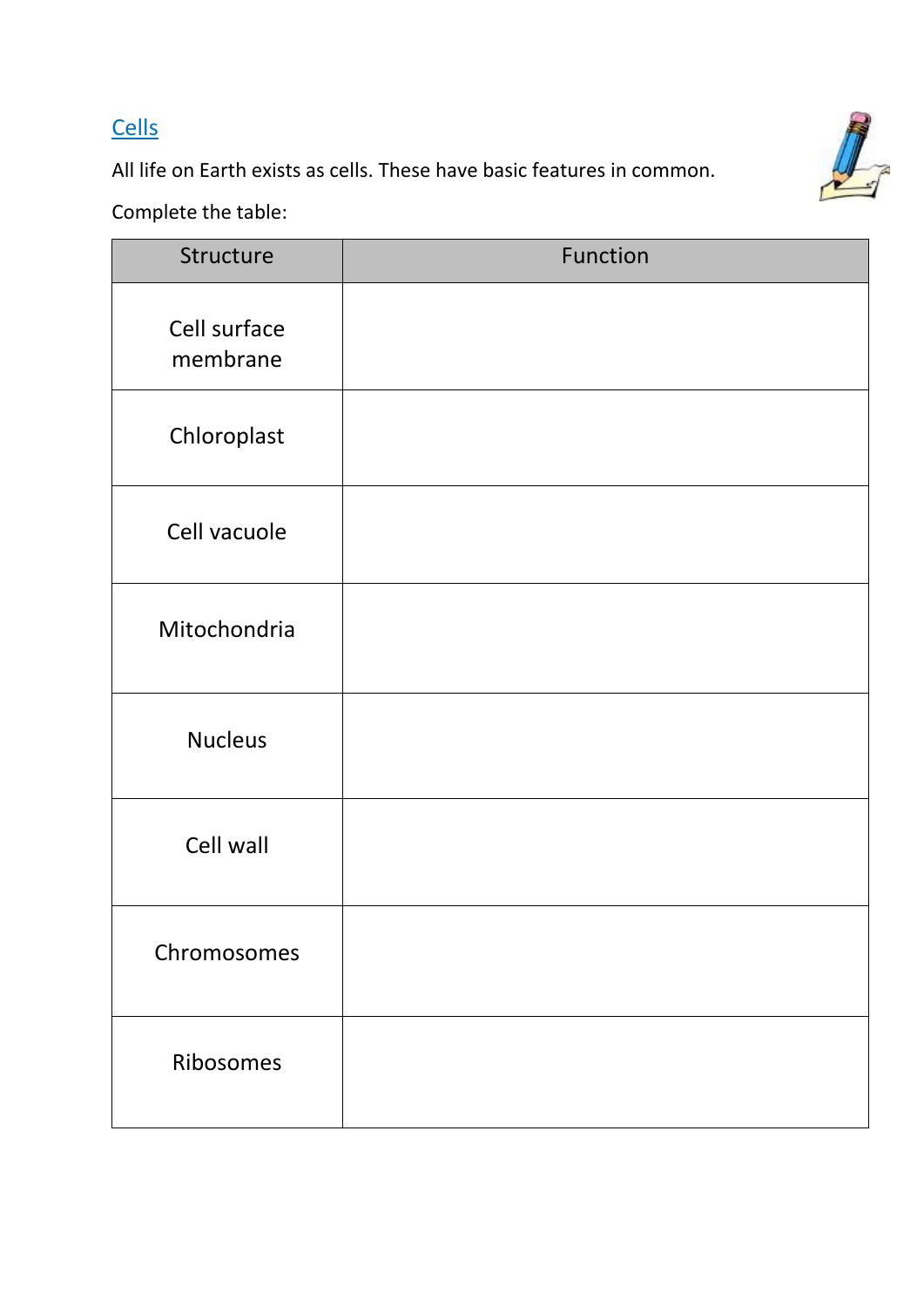## Cells

All life on Earth exists as cells. These have basic features in common.

Complete the table:

| Structure | Function |
| --- | --- |
| Cell surface membrane | |
| Chloroplast | |
| Cell vacuole | |
| Mitochondria | |
| Nucleus | |
| Cell wall | |
| Chromosomes | |
| Ribosomes | |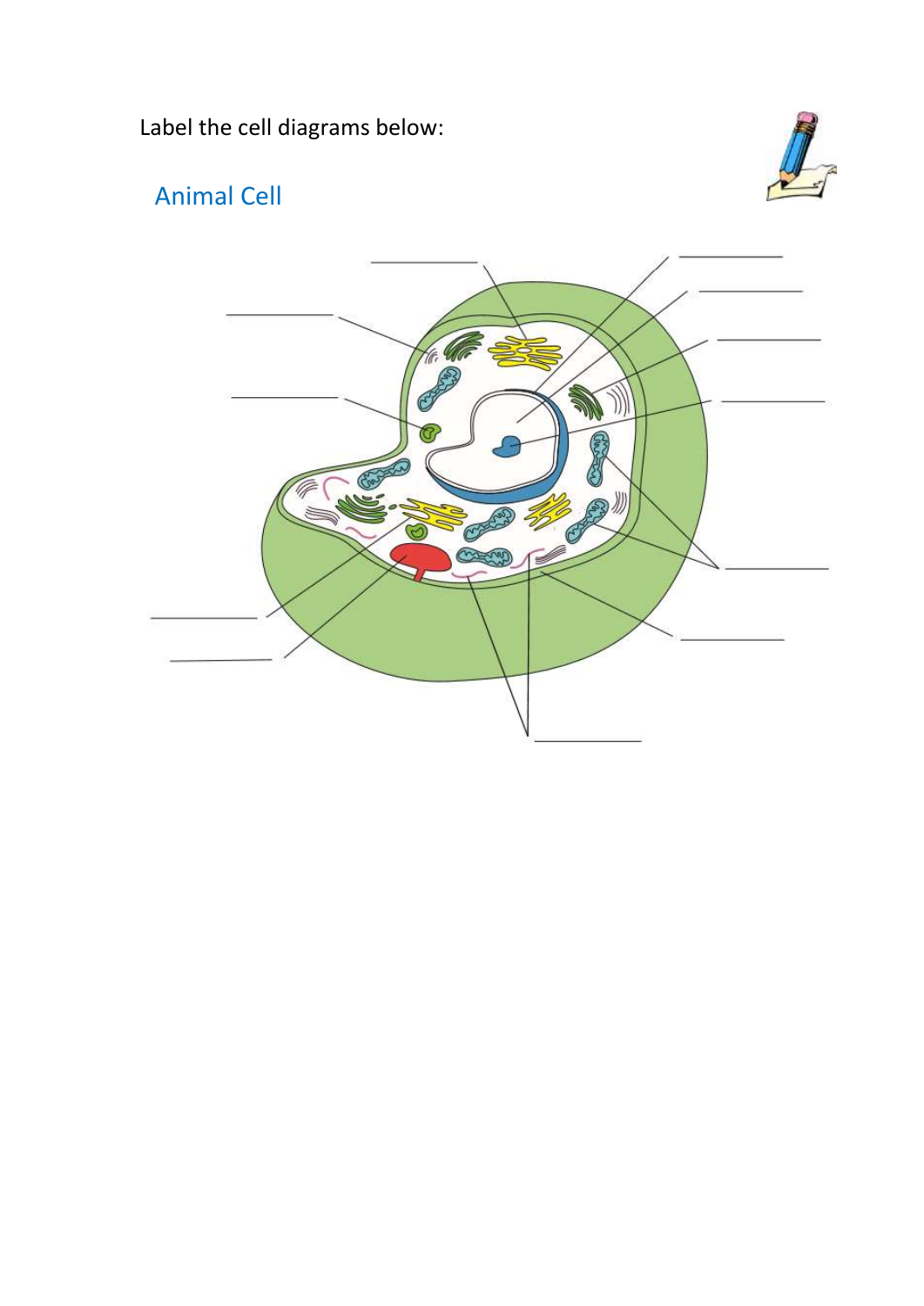Label the cell diagrams below:

## Animal Cell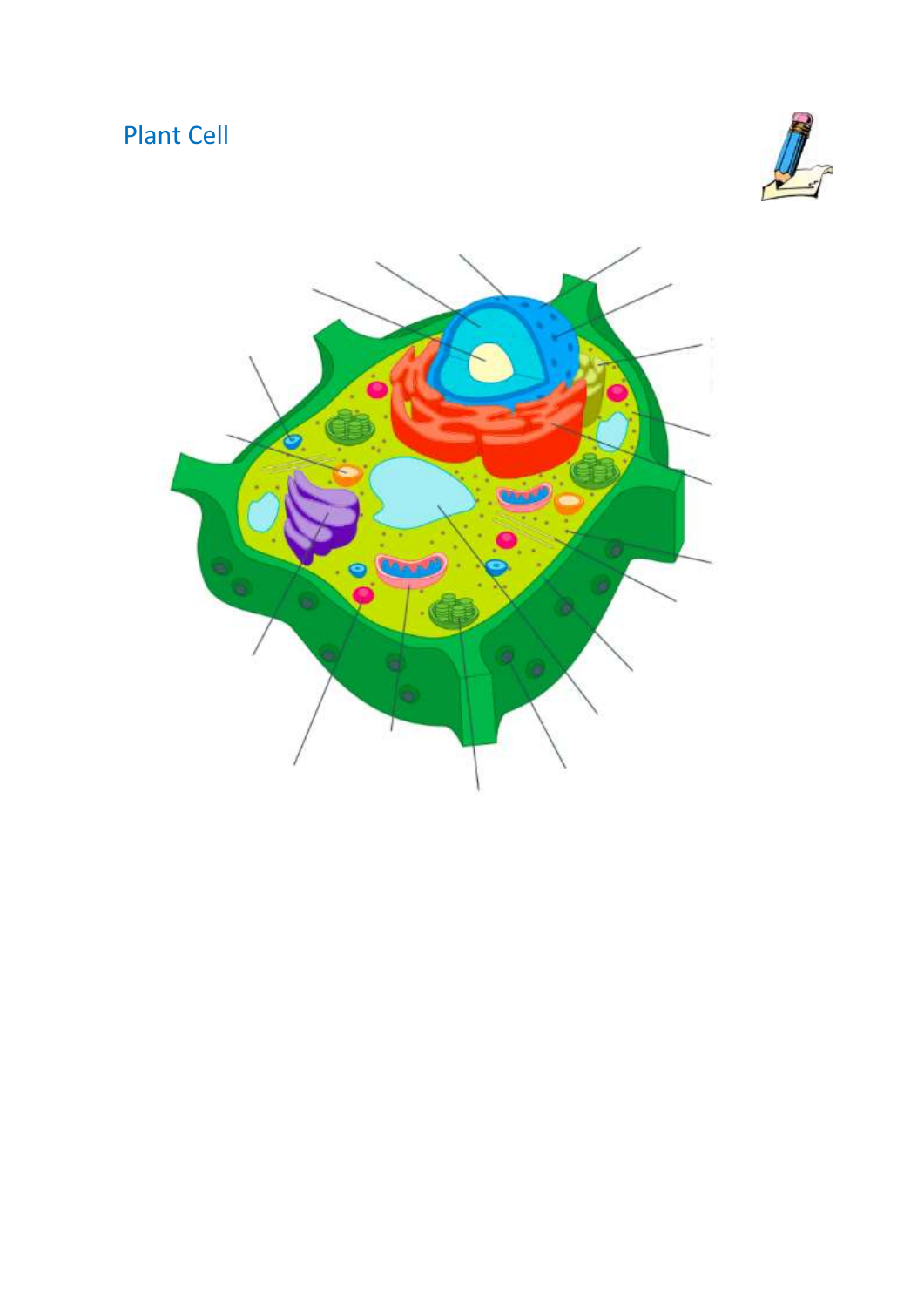## Plant Cell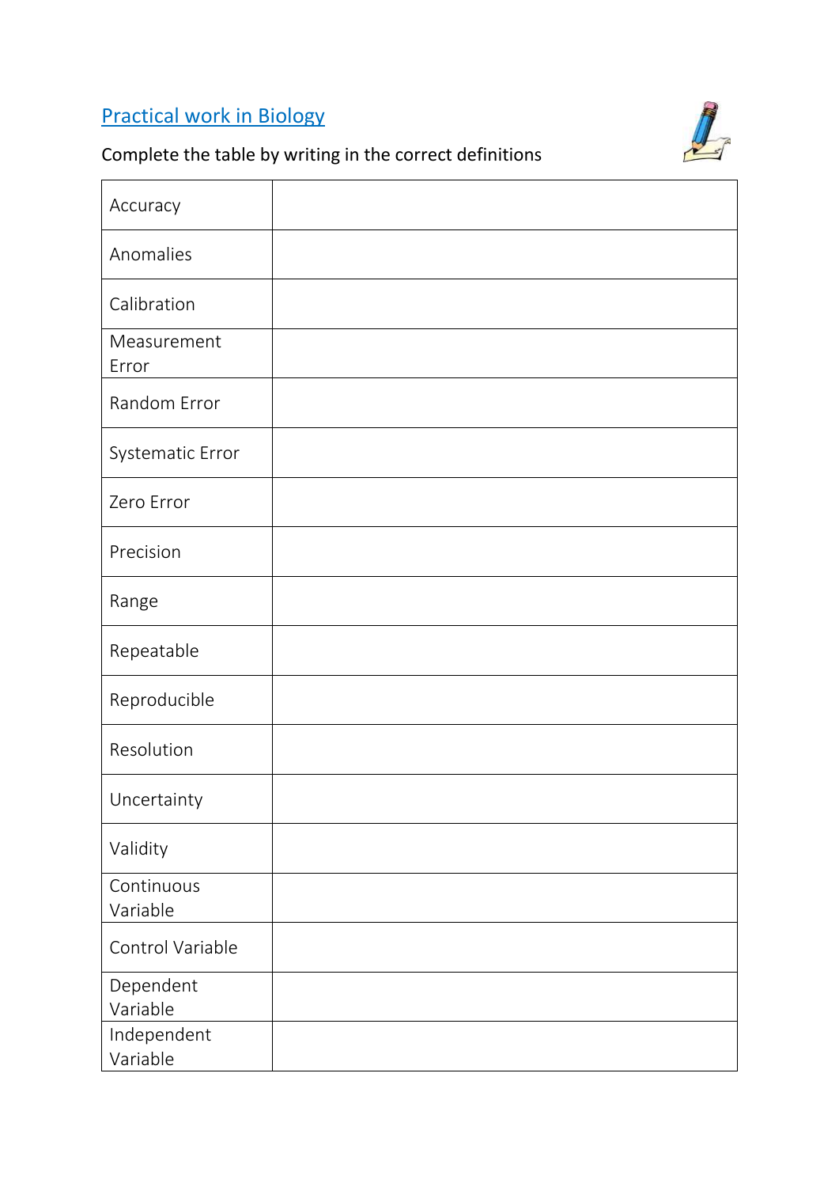## Practical work in Biology

Complete the table by writing in the correct definitions

| | |
|---|---|
| Accuracy | |
| Anomalies | |
| Calibration | |
| Measurement Error | |
| Random Error | |
| Systematic Error | |
| Zero Error | |
| Precision | |
| Range | |
| Repeatable | |
| Reproducible | |
| Resolution | |
| Uncertainty | |
| Validity | |
| Continuous Variable | |
| Control Variable | |
| Dependent Variable | |
| Independent Variable | |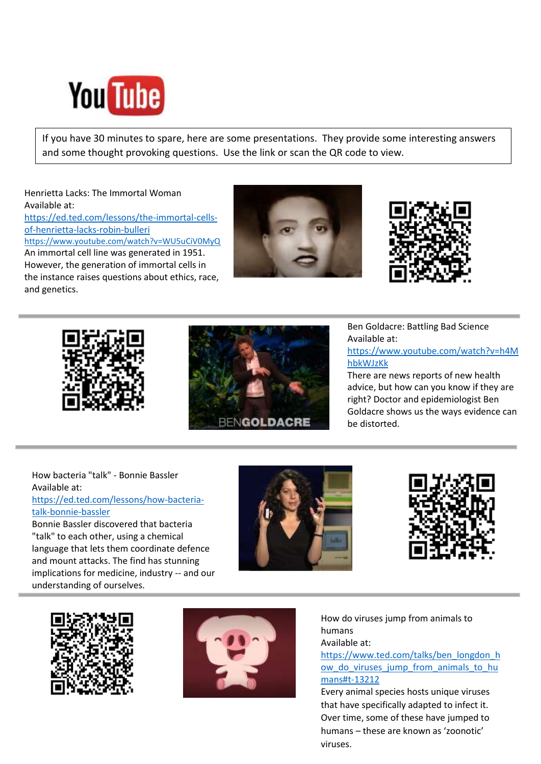If you have 30 minutes to spare, here are some presentations. They provide some interesting answers and some thought provoking questions. Use the link or scan the QR code to view.

Henrietta Lacks: The Immortal Woman
Available at:
https://ed.ted.com/lessons/the-immortal-cells-of-henrietta-lacks-robin-bulleri
https://www.youtube.com/watch?v=WU5uCiV0MyQ
An immortal cell line was generated in 1951. However, the generation of immortal cells in the instance raises questions about ethics, race, and genetics.

---

Ben Goldacre: Battling Bad Science
Available at:
https://www.youtube.com/watch?v=h4MhbkWJzKk
There are news reports of new health advice, but how can you know if they are right? Doctor and epidemiologist Ben Goldacre shows us the ways evidence can be distorted.

---

How bacteria "talk" - Bonnie Bassler
Available at:
https://ed.ted.com/lessons/how-bacteria-talk-bonnie-bassler
Bonnie Bassler discovered that bacteria "talk" to each other, using a chemical language that lets them coordinate defence and mount attacks. The find has stunning implications for medicine, industry -- and our understanding of ourselves.

---

How do viruses jump from animals to humans
Available at:
https://www.ted.com/talks/ben_longdon_how_do_viruses_jump_from_animals_to_humans#t-13212
Every animal species hosts unique viruses that have specifically adapted to infect it. Over time, some of these have jumped to humans – these are known as 'zoonotic' viruses.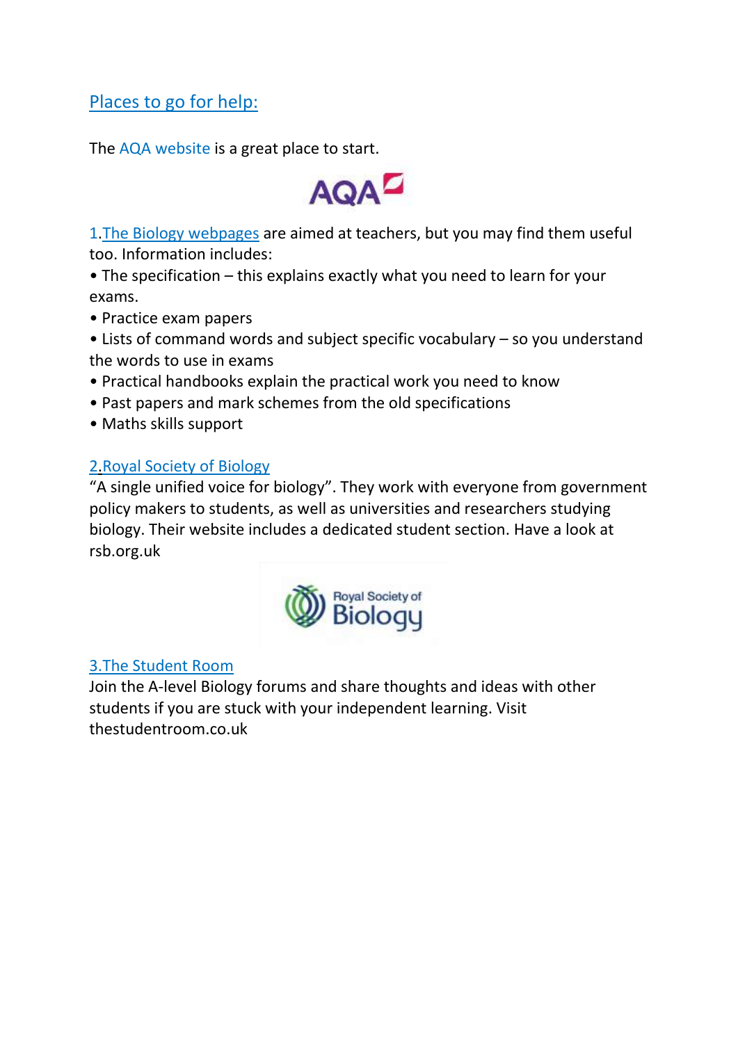## Places to go for help:

The AQA website is a great place to start.

1.The Biology webpages are aimed at teachers, but you may find them useful too. Information includes:

- The specification – this explains exactly what you need to learn for your exams.
- Practice exam papers
- Lists of command words and subject specific vocabulary – so you understand the words to use in exams
- Practical handbooks explain the practical work you need to know
- Past papers and mark schemes from the old specifications
- Maths skills support

2.Royal Society of Biology

"A single unified voice for biology". They work with everyone from government policy makers to students, as well as universities and researchers studying biology. Their website includes a dedicated student section. Have a look at rsb.org.uk

3.The Student Room

Join the A-level Biology forums and share thoughts and ideas with other students if you are stuck with your independent learning. Visit thestudentroom.co.uk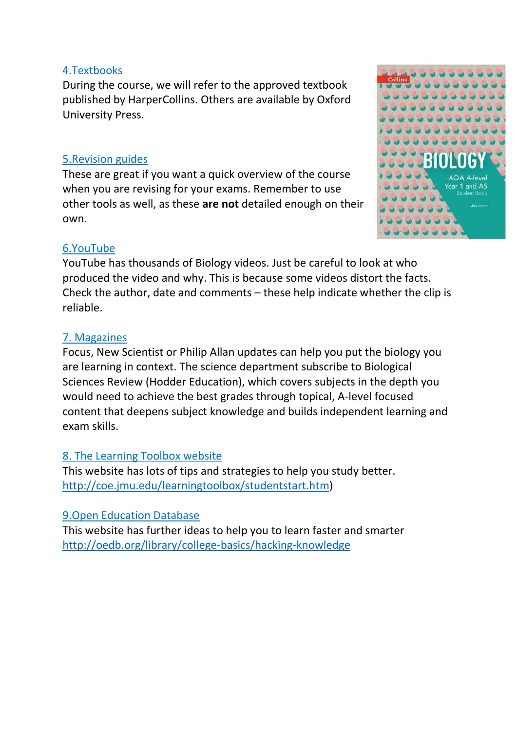## 4.Textbooks

During the course, we will refer to the approved textbook published by HarperCollins. Others are available by Oxford University Press.

## 5.Revision guides

These are great if you want a quick overview of the course when you are revising for your exams. Remember to use other tools as well, as these **are not** detailed enough on their own.

## 6.YouTube

YouTube has thousands of Biology videos. Just be careful to look at who produced the video and why. This is because some videos distort the facts. Check the author, date and comments – these help indicate whether the clip is reliable.

## 7. Magazines

Focus, New Scientist or Philip Allan updates can help you put the biology you are learning in context. The science department subscribe to Biological Sciences Review (Hodder Education), which covers subjects in the depth you would need to achieve the best grades through topical, A-level focused content that deepens subject knowledge and builds independent learning and exam skills.

## 8. The Learning Toolbox website

This website has lots of tips and strategies to help you study better. http://coe.jmu.edu/learningtoolbox/studentstart.htm)

## 9.Open Education Database

This website has further ideas to help you to learn faster and smarter http://oedb.org/library/college-basics/hacking-knowledge